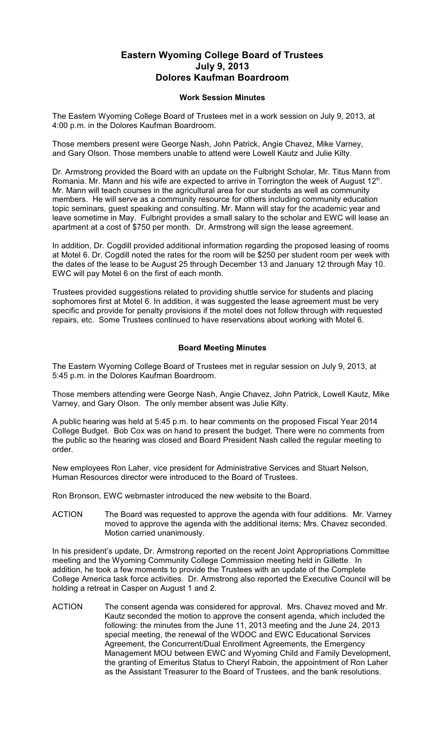# Eastern Wyoming College Board of Trustees
# July 9, 2013
# Dolores Kaufman Boardroom

### Work Session Minutes

The Eastern Wyoming College Board of Trustees met in a work session on July 9, 2013, at 4:00 p.m. in the Dolores Kaufman Boardroom.

Those members present were George Nash, John Patrick, Angie Chavez, Mike Varney, and Gary Olson. Those members unable to attend were Lowell Kautz and Julie Kilty.

Dr. Armstrong provided the Board with an update on the Fulbright Scholar, Mr. Titus Mann from Romania. Mr. Mann and his wife are expected to arrive in Torrington the week of August 12th. Mr. Mann will teach courses in the agricultural area for our students as well as community members. He will serve as a community resource for others including community education topic seminars, guest speaking and consulting. Mr. Mann will stay for the academic year and leave sometime in May. Fulbright provides a small salary to the scholar and EWC will lease an apartment at a cost of $750 per month. Dr. Armstrong will sign the lease agreement.

In addition, Dr. Cogdill provided additional information regarding the proposed leasing of rooms at Motel 6. Dr. Cogdill noted the rates for the room will be $250 per student room per week with the dates of the lease to be August 25 through December 13 and January 12 through May 10. EWC will pay Motel 6 on the first of each month.

Trustees provided suggestions related to providing shuttle service for students and placing sophomores first at Motel 6. In addition, it was suggested the lease agreement must be very specific and provide for penalty provisions if the motel does not follow through with requested repairs, etc. Some Trustees continued to have reservations about working with Motel 6.

### Board Meeting Minutes

The Eastern Wyoming College Board of Trustees met in regular session on July 9, 2013, at 5:45 p.m. in the Dolores Kaufman Boardroom.

Those members attending were George Nash, Angie Chavez, John Patrick, Lowell Kautz, Mike Varney, and Gary Olson. The only member absent was Julie Kilty.

A public hearing was held at 5:45 p.m. to hear comments on the proposed Fiscal Year 2014 College Budget. Bob Cox was on hand to present the budget. There were no comments from the public so the hearing was closed and Board President Nash called the regular meeting to order.

New employees Ron Laher, vice president for Administrative Services and Stuart Nelson, Human Resources director were introduced to the Board of Trustees.

Ron Bronson, EWC webmaster introduced the new website to the Board.

ACTION The Board was requested to approve the agenda with four additions. Mr. Varney moved to approve the agenda with the additional items; Mrs. Chavez seconded. Motion carried unanimously.

In his president's update, Dr. Armstrong reported on the recent Joint Appropriations Committee meeting and the Wyoming Community College Commission meeting held in Gillette. In addition, he took a few moments to provide the Trustees with an update of the Complete College America task force activities. Dr. Armstrong also reported the Executive Council will be holding a retreat in Casper on August 1 and 2.

ACTION The consent agenda was considered for approval. Mrs. Chavez moved and Mr. Kautz seconded the motion to approve the consent agenda, which included the following: the minutes from the June 11, 2013 meeting and the June 24, 2013 special meeting, the renewal of the WDOC and EWC Educational Services Agreement, the Concurrent/Dual Enrollment Agreements, the Emergency Management MOU between EWC and Wyoming Child and Family Development, the granting of Emeritus Status to Cheryl Raboin, the appointment of Ron Laher as the Assistant Treasurer to the Board of Trustees, and the bank resolutions.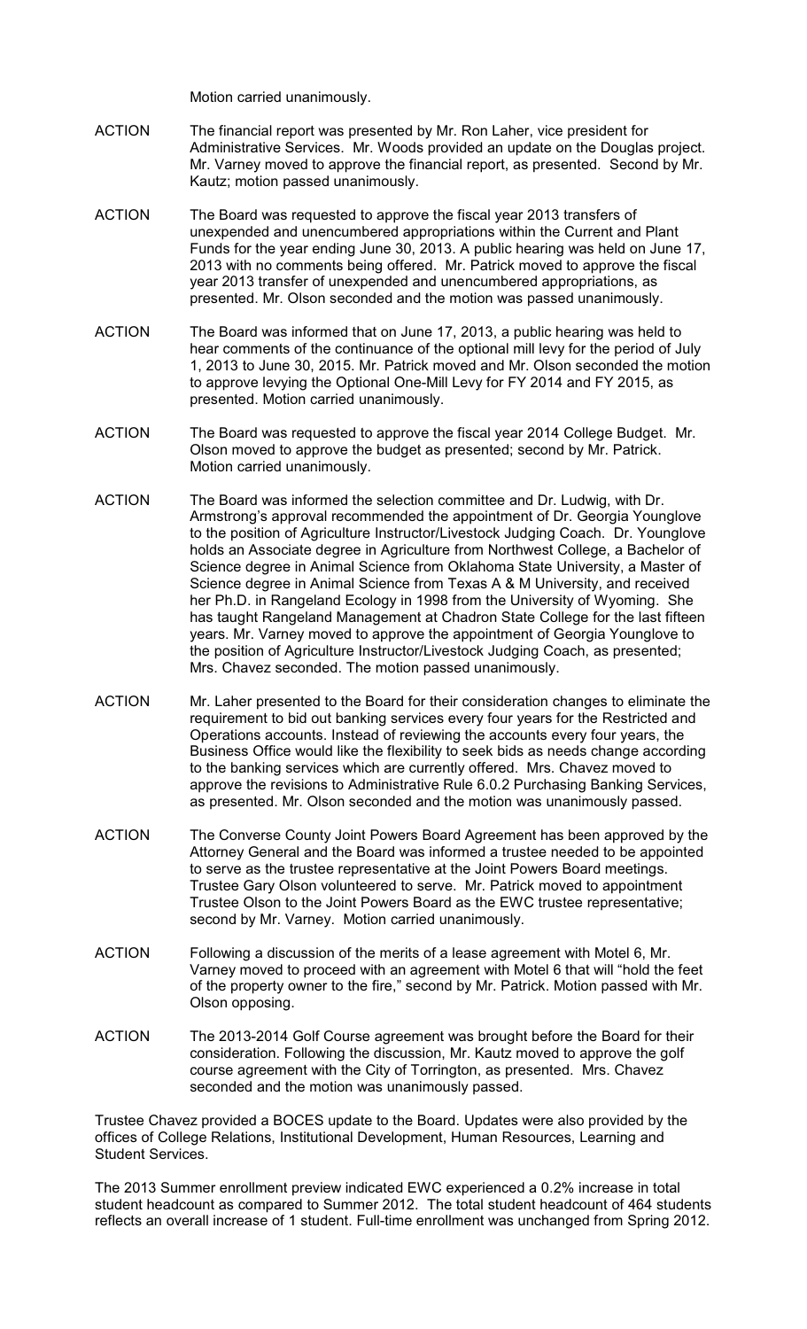Motion carried unanimously.

ACTION The financial report was presented by Mr. Ron Laher, vice president for Administrative Services. Mr. Woods provided an update on the Douglas project. Mr. Varney moved to approve the financial report, as presented. Second by Mr. Kautz; motion passed unanimously.

ACTION The Board was requested to approve the fiscal year 2013 transfers of unexpended and unencumbered appropriations within the Current and Plant Funds for the year ending June 30, 2013. A public hearing was held on June 17, 2013 with no comments being offered. Mr. Patrick moved to approve the fiscal year 2013 transfer of unexpended and unencumbered appropriations, as presented. Mr. Olson seconded and the motion was passed unanimously.

ACTION The Board was informed that on June 17, 2013, a public hearing was held to hear comments of the continuance of the optional mill levy for the period of July 1, 2013 to June 30, 2015. Mr. Patrick moved and Mr. Olson seconded the motion to approve levying the Optional One-Mill Levy for FY 2014 and FY 2015, as presented. Motion carried unanimously.

ACTION The Board was requested to approve the fiscal year 2014 College Budget. Mr. Olson moved to approve the budget as presented; second by Mr. Patrick. Motion carried unanimously.

ACTION The Board was informed the selection committee and Dr. Ludwig, with Dr. Armstrong's approval recommended the appointment of Dr. Georgia Younglove to the position of Agriculture Instructor/Livestock Judging Coach. Dr. Younglove holds an Associate degree in Agriculture from Northwest College, a Bachelor of Science degree in Animal Science from Oklahoma State University, a Master of Science degree in Animal Science from Texas A & M University, and received her Ph.D. in Rangeland Ecology in 1998 from the University of Wyoming. She has taught Rangeland Management at Chadron State College for the last fifteen years. Mr. Varney moved to approve the appointment of Georgia Younglove to the position of Agriculture Instructor/Livestock Judging Coach, as presented; Mrs. Chavez seconded. The motion passed unanimously.

ACTION Mr. Laher presented to the Board for their consideration changes to eliminate the requirement to bid out banking services every four years for the Restricted and Operations accounts. Instead of reviewing the accounts every four years, the Business Office would like the flexibility to seek bids as needs change according to the banking services which are currently offered. Mrs. Chavez moved to approve the revisions to Administrative Rule 6.0.2 Purchasing Banking Services, as presented. Mr. Olson seconded and the motion was unanimously passed.

ACTION The Converse County Joint Powers Board Agreement has been approved by the Attorney General and the Board was informed a trustee needed to be appointed to serve as the trustee representative at the Joint Powers Board meetings. Trustee Gary Olson volunteered to serve. Mr. Patrick moved to appointment Trustee Olson to the Joint Powers Board as the EWC trustee representative; second by Mr. Varney. Motion carried unanimously.

ACTION Following a discussion of the merits of a lease agreement with Motel 6, Mr. Varney moved to proceed with an agreement with Motel 6 that will "hold the feet of the property owner to the fire," second by Mr. Patrick. Motion passed with Mr. Olson opposing.

ACTION The 2013-2014 Golf Course agreement was brought before the Board for their consideration. Following the discussion, Mr. Kautz moved to approve the golf course agreement with the City of Torrington, as presented. Mrs. Chavez seconded and the motion was unanimously passed.

Trustee Chavez provided a BOCES update to the Board. Updates were also provided by the offices of College Relations, Institutional Development, Human Resources, Learning and Student Services.

The 2013 Summer enrollment preview indicated EWC experienced a 0.2% increase in total student headcount as compared to Summer 2012. The total student headcount of 464 students reflects an overall increase of 1 student. Full-time enrollment was unchanged from Spring 2012.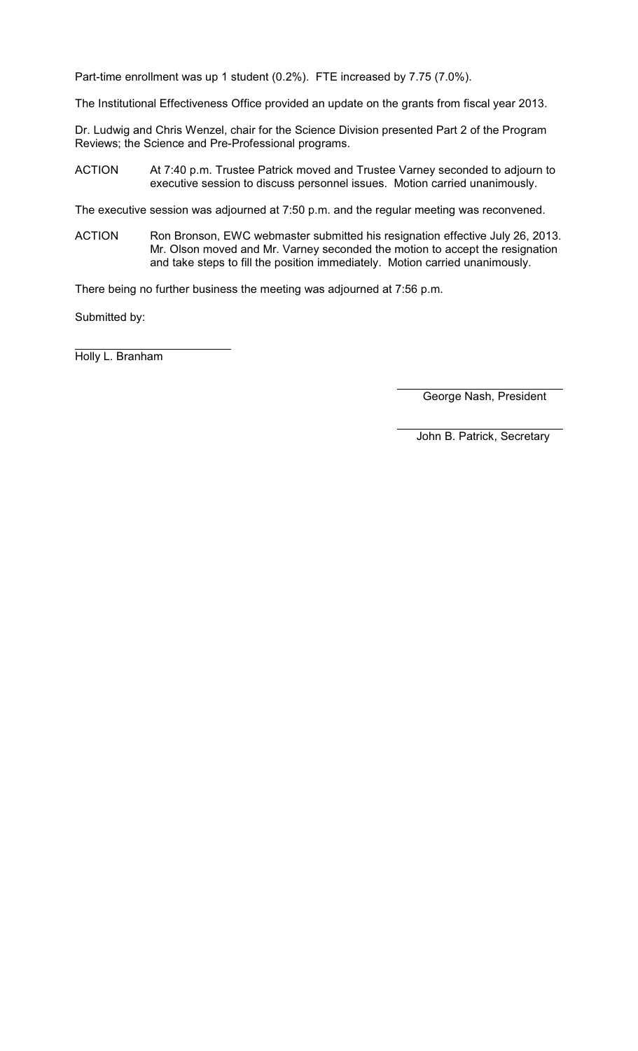Part-time enrollment was up 1 student (0.2%). FTE increased by 7.75 (7.0%).

The Institutional Effectiveness Office provided an update on the grants from fiscal year 2013.

Dr. Ludwig and Chris Wenzel, chair for the Science Division presented Part 2 of the Program Reviews; the Science and Pre-Professional programs.

ACTION At 7:40 p.m. Trustee Patrick moved and Trustee Varney seconded to adjourn to executive session to discuss personnel issues. Motion carried unanimously.

The executive session was adjourned at 7:50 p.m. and the regular meeting was reconvened.

ACTION Ron Bronson, EWC webmaster submitted his resignation effective July 26, 2013. Mr. Olson moved and Mr. Varney seconded the motion to accept the resignation and take steps to fill the position immediately. Motion carried unanimously.

There being no further business the meeting was adjourned at 7:56 p.m.

Submitted by:

Holly L. Branham

George Nash, President

John B. Patrick, Secretary